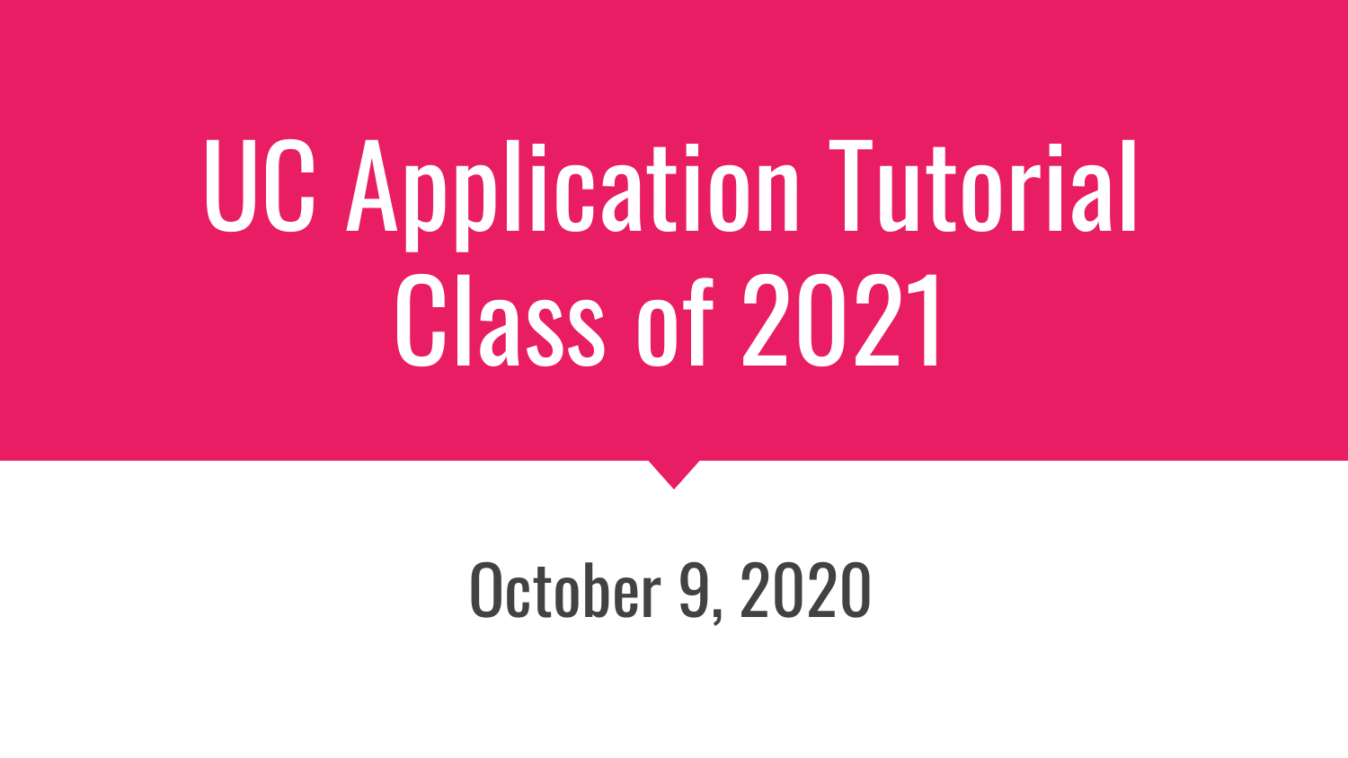# UC Application Tutorial Class of 2021

October 9, 2020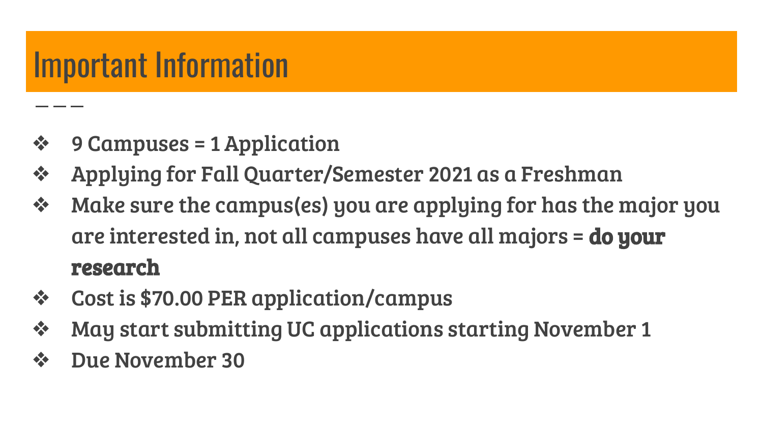# Important Information

- 9 Campuses = 1 Application
- Applying for Fall Quarter/Semester 2021 as a Freshman
- Make sure the campus(es) you are applying for has the major you are interested in, not all campuses have all majors = **do your research**
- Cost is $70.00 PER application/campus
- May start submitting UC applications starting November 1
- Due November 30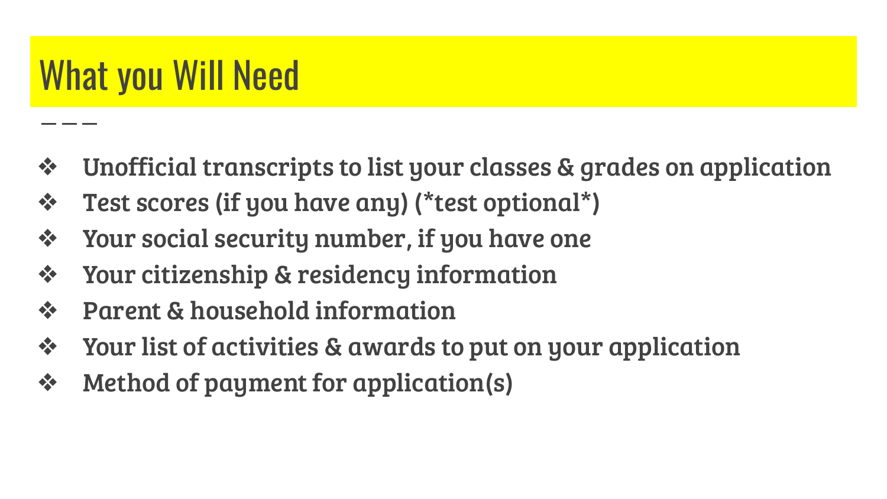# What you Will Need

- Unofficial transcripts to list your classes & grades on application
- Test scores (if you have any) (*test optional*)
- Your social security number, if you have one
- Your citizenship & residency information
- Parent & household information
- Your list of activities & awards to put on your application
- Method of payment for application(s)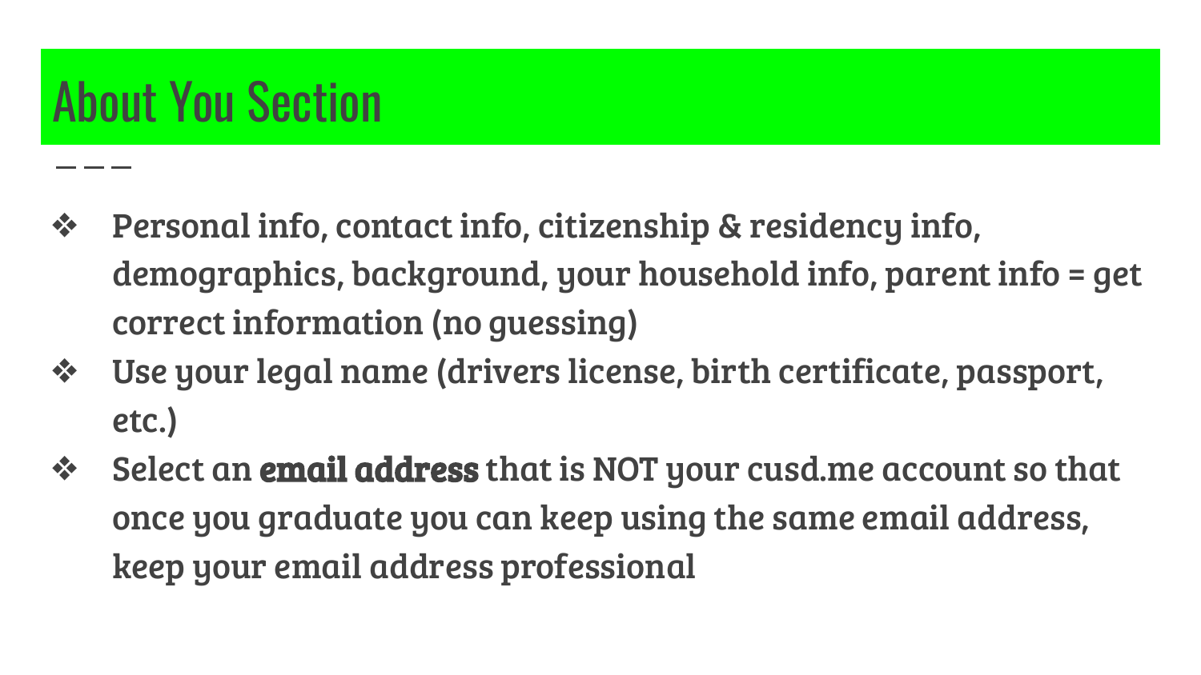# About You Section

- Personal info, contact info, citizenship & residency info, demographics, background, your household info, parent info = get correct information (no guessing)
- Use your legal name (drivers license, birth certificate, passport, etc.)
- Select an **email address** that is NOT your cusd.me account so that once you graduate you can keep using the same email address, keep your email address professional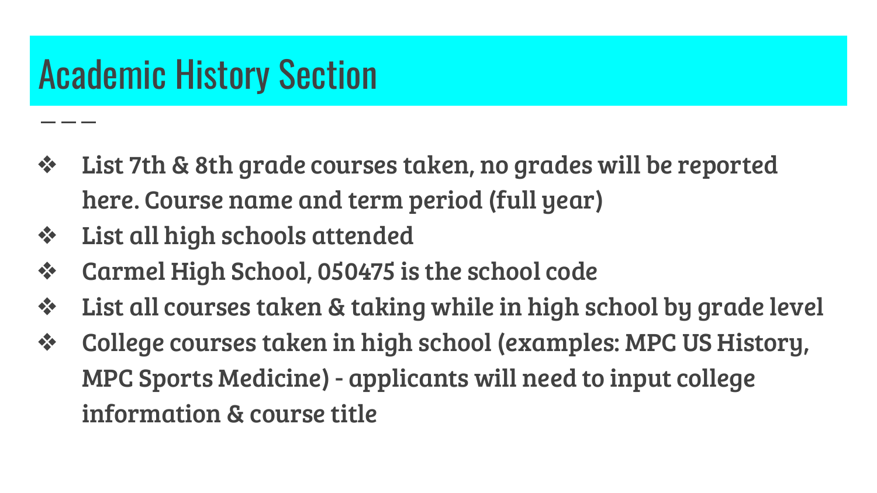# Academic History Section

- List 7th & 8th grade courses taken, no grades will be reported here. Course name and term period (full year)
- List all high schools attended
- Carmel High School, 050475 is the school code
- List all courses taken & taking while in high school by grade level
- College courses taken in high school (examples: MPC US History, MPC Sports Medicine) - applicants will need to input college information & course title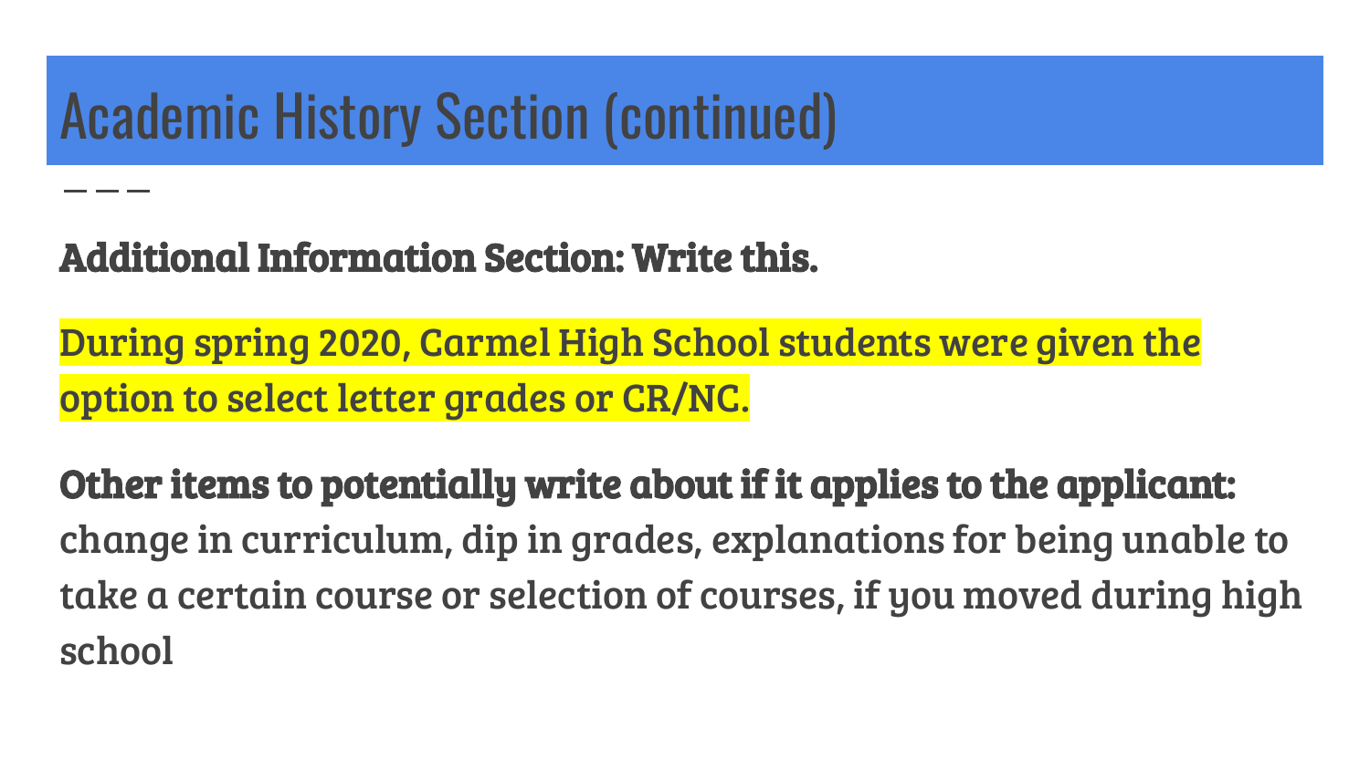# Academic History Section (continued)

**Additional Information Section: Write this.**

During spring 2020, Carmel High School students were given the option to select letter grades or CR/NC.

**Other items to potentially write about if it applies to the applicant:** change in curriculum, dip in grades, explanations for being unable to take a certain course or selection of courses, if you moved during high school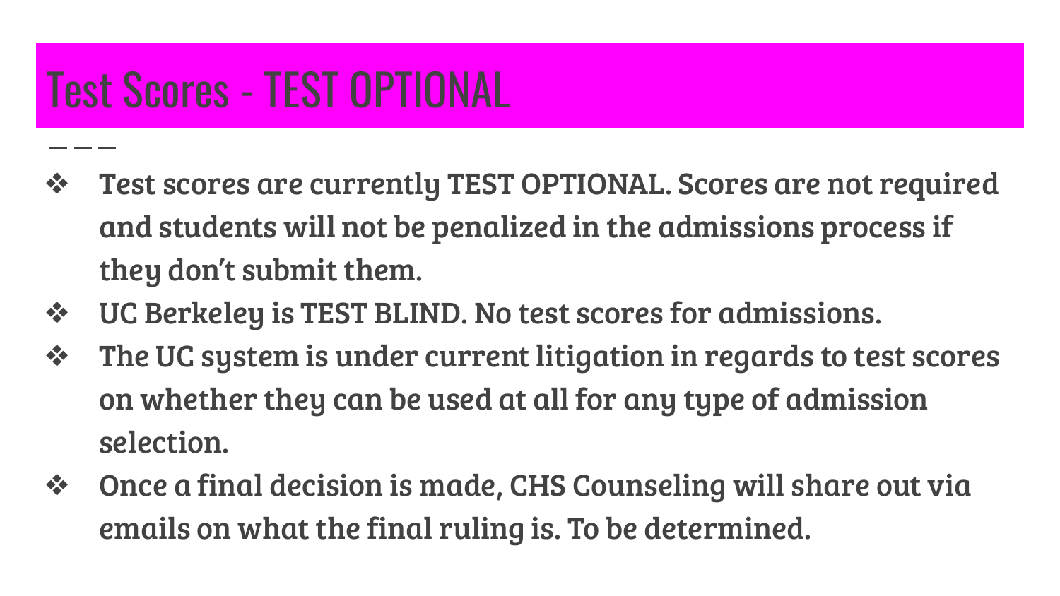# Test Scores - TEST OPTIONAL

- Test scores are currently TEST OPTIONAL. Scores are not required and students will not be penalized in the admissions process if they don't submit them.
- UC Berkeley is TEST BLIND. No test scores for admissions.
- The UC system is under current litigation in regards to test scores on whether they can be used at all for any type of admission selection.
- Once a final decision is made, CHS Counseling will share out via emails on what the final ruling is. To be determined.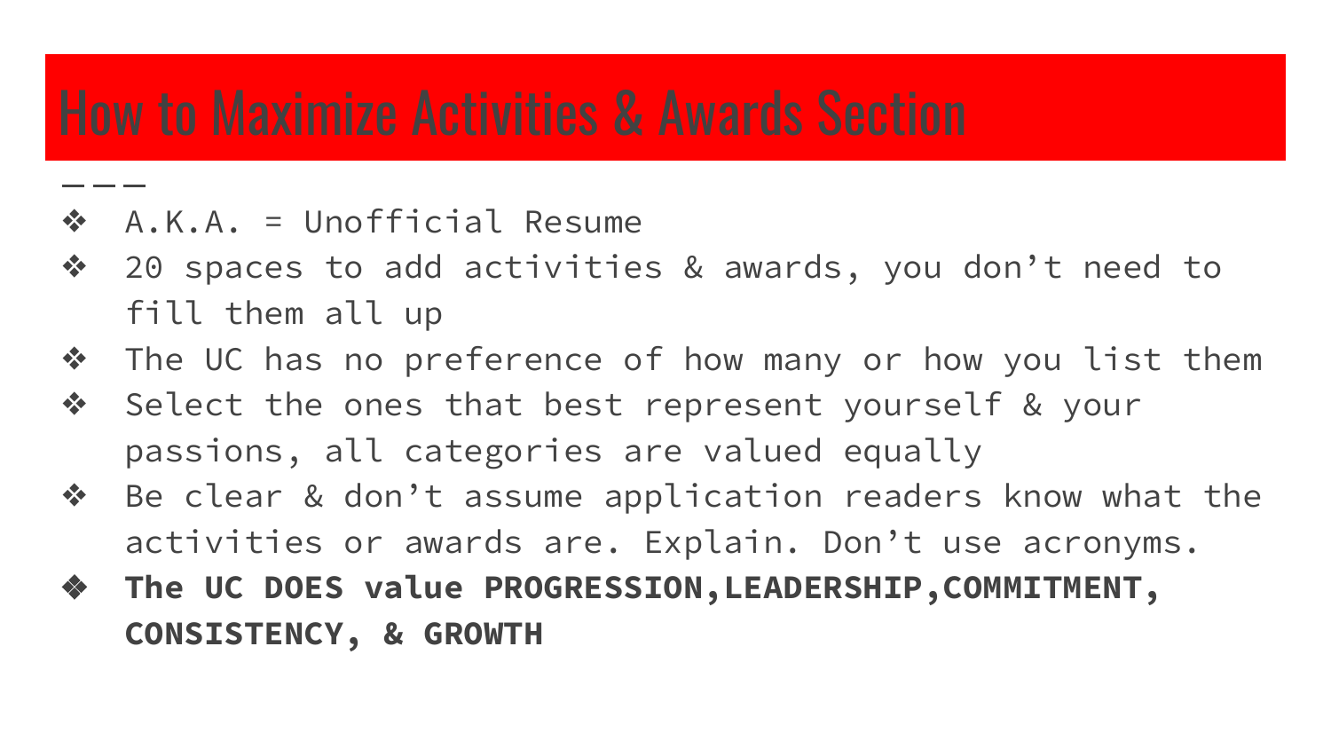# How to Maximize Activities & Awards Section

- A.K.A. = Unofficial Resume
- 20 spaces to add activities & awards, you don’t need to fill them all up
- The UC has no preference of how many or how you list them
- Select the ones that best represent yourself & your passions, all categories are valued equally
- Be clear & don’t assume application readers know what the activities or awards are. Explain. Don’t use acronyms.
- **The UC DOES value PROGRESSION,LEADERSHIP,COMMITMENT, CONSISTENCY, & GROWTH**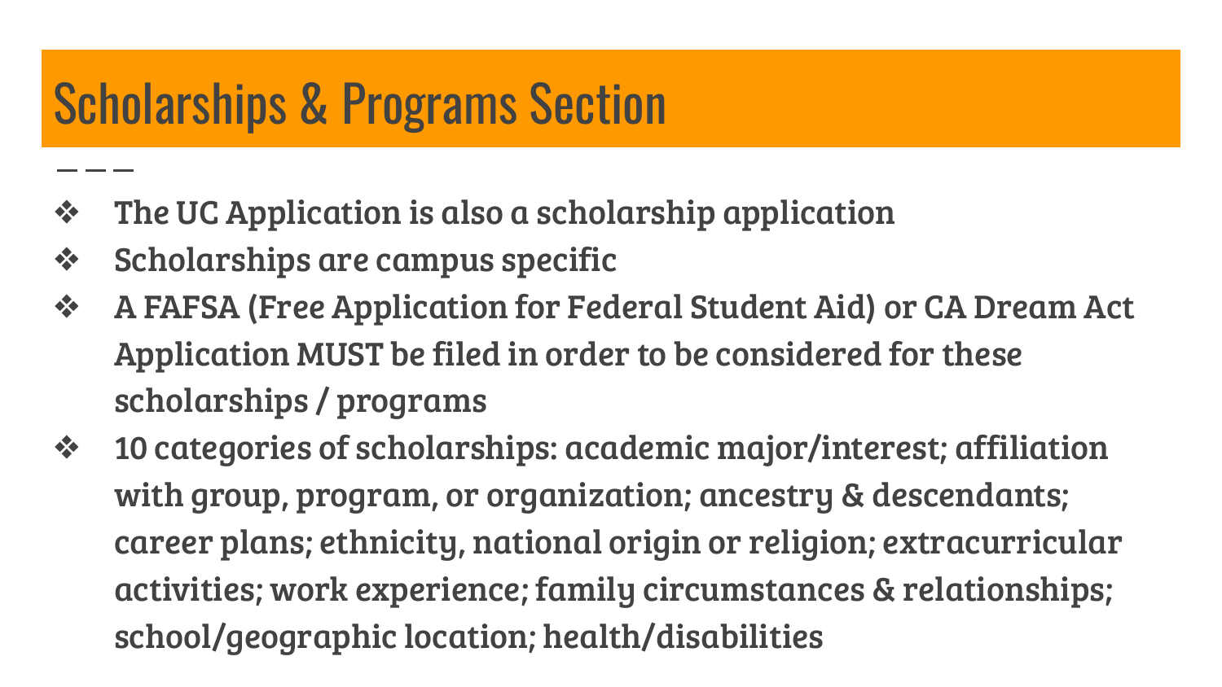# Scholarships & Programs Section

- The UC Application is also a scholarship application
- Scholarships are campus specific
- A FAFSA (Free Application for Federal Student Aid) or CA Dream Act Application MUST be filed in order to be considered for these scholarships / programs
- 10 categories of scholarships: academic major/interest; affiliation with group, program, or organization; ancestry & descendants; career plans; ethnicity, national origin or religion; extracurricular activities; work experience; family circumstances & relationships; school/geographic location; health/disabilities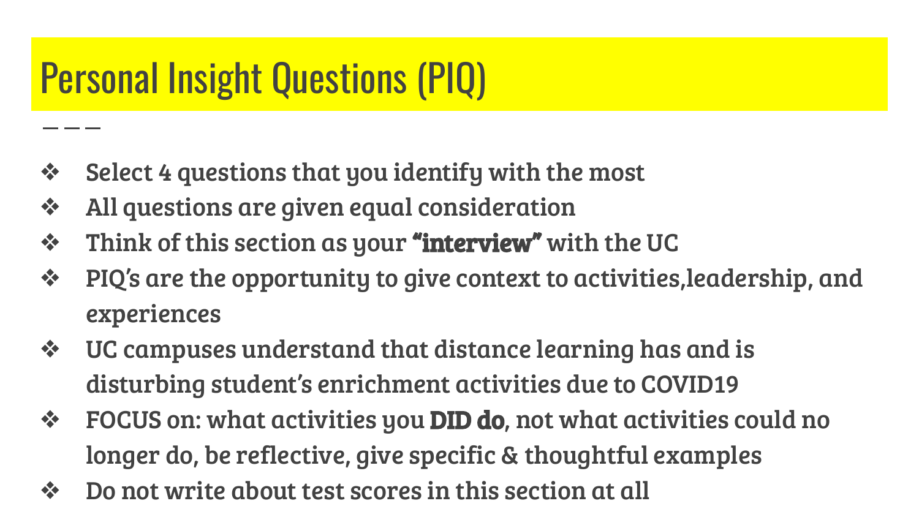# Personal Insight Questions (PIQ)

- Select 4 questions that you identify with the most
- All questions are given equal consideration
- Think of this section as your **"interview"** with the UC
- PIQ's are the opportunity to give context to activities,leadership, and experiences
- UC campuses understand that distance learning has and is disturbing student's enrichment activities due to COVID19
- FOCUS on: what activities you **DID do**, not what activities could no longer do, be reflective, give specific & thoughtful examples
- Do not write about test scores in this section at all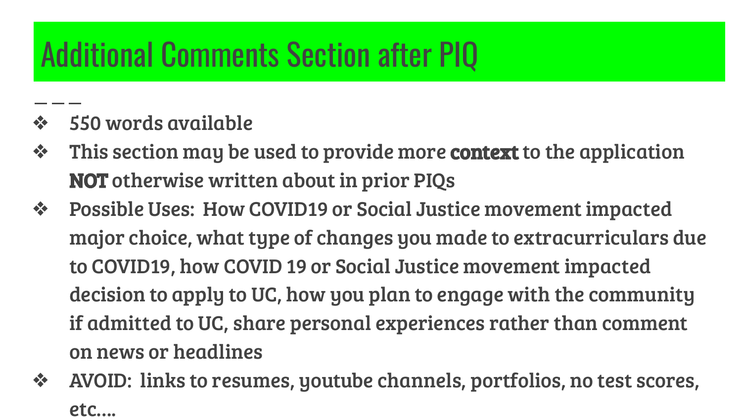# Additional Comments Section after PIQ

- 550 words available
- This section may be used to provide more **context** to the application **NOT** otherwise written about in prior PIQs
- Possible Uses: How COVID19 or Social Justice movement impacted major choice, what type of changes you made to extracurriculars due to COVID19, how COVID 19 or Social Justice movement impacted decision to apply to UC, how you plan to engage with the community if admitted to UC, share personal experiences rather than comment on news or headlines
- AVOID: links to resumes, youtube channels, portfolios, no test scores, etc….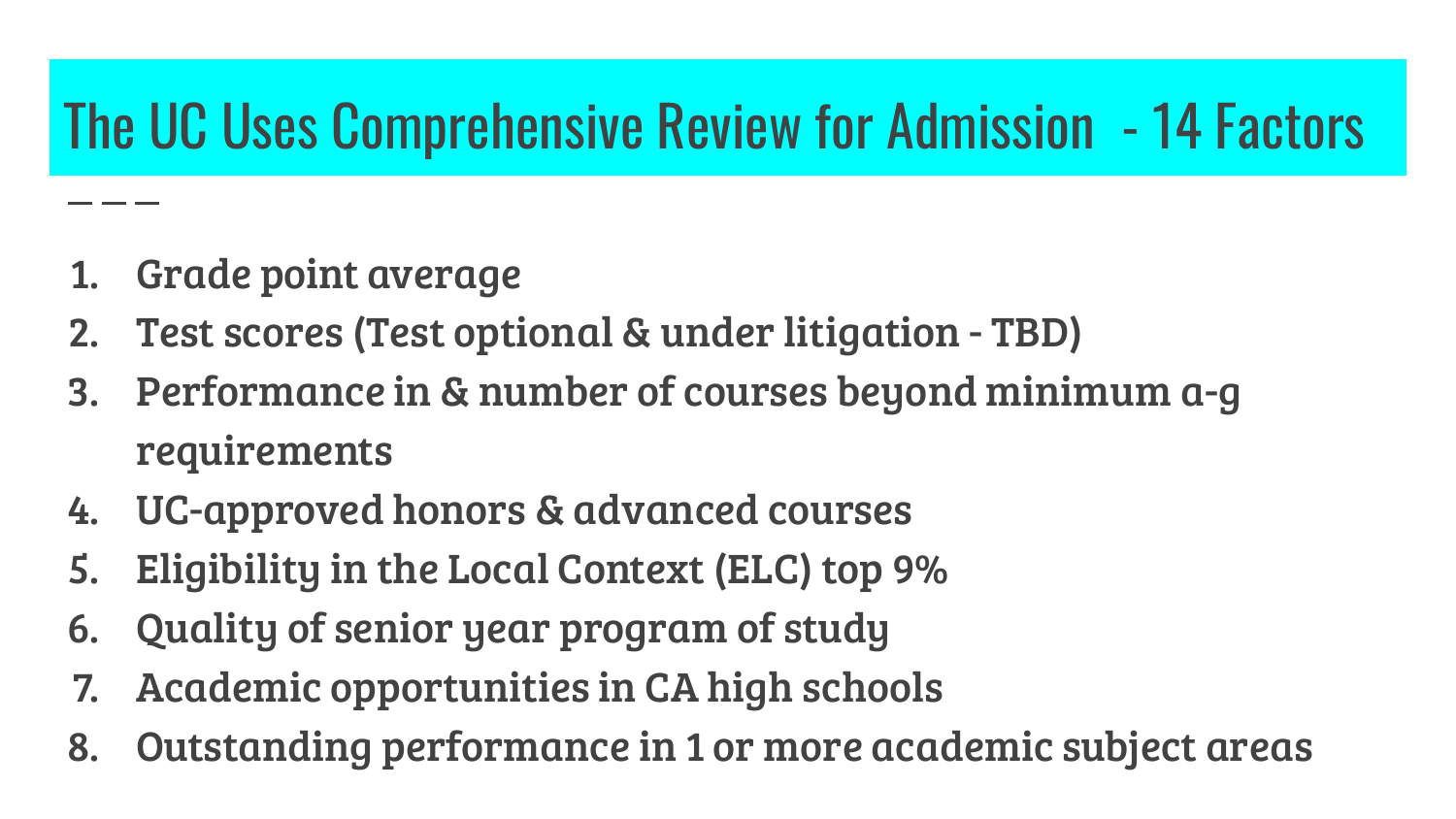# The UC Uses Comprehensive Review for Admission - 14 Factors

1. Grade point average
2. Test scores (Test optional & under litigation - TBD)
3. Performance in & number of courses beyond minimum a-g requirements
4. UC-approved honors & advanced courses
5. Eligibility in the Local Context (ELC) top 9%
6. Quality of senior year program of study
7. Academic opportunities in CA high schools
8. Outstanding performance in 1 or more academic subject areas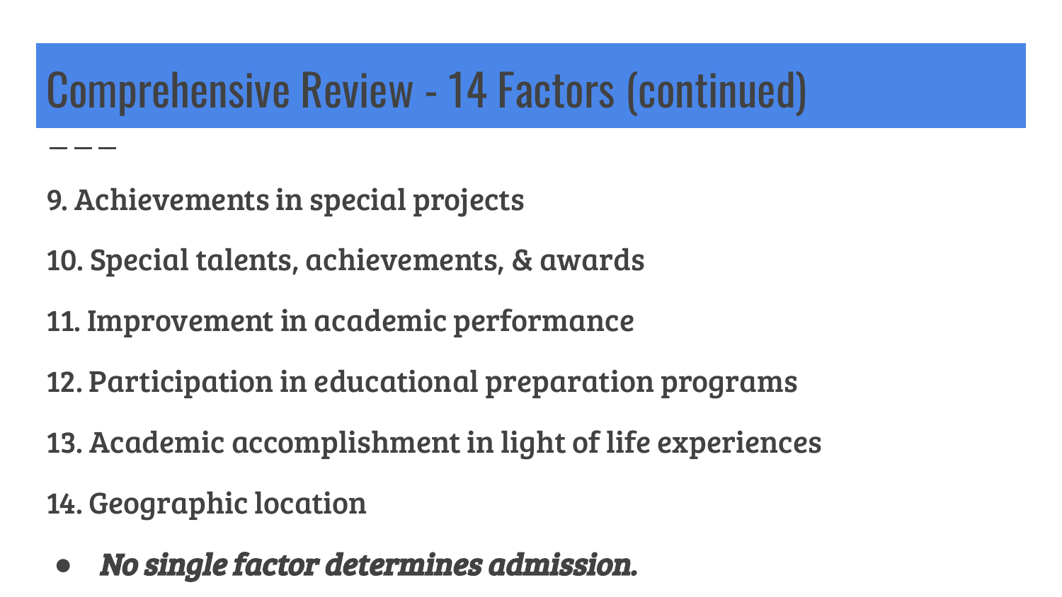# Comprehensive Review - 14 Factors (continued)

9. Achievements in special projects
10. Special talents, achievements, & awards
11. Improvement in academic performance
12. Participation in educational preparation programs
13. Academic accomplishment in light of life experiences
14. Geographic location

- ***No single factor determines admission.***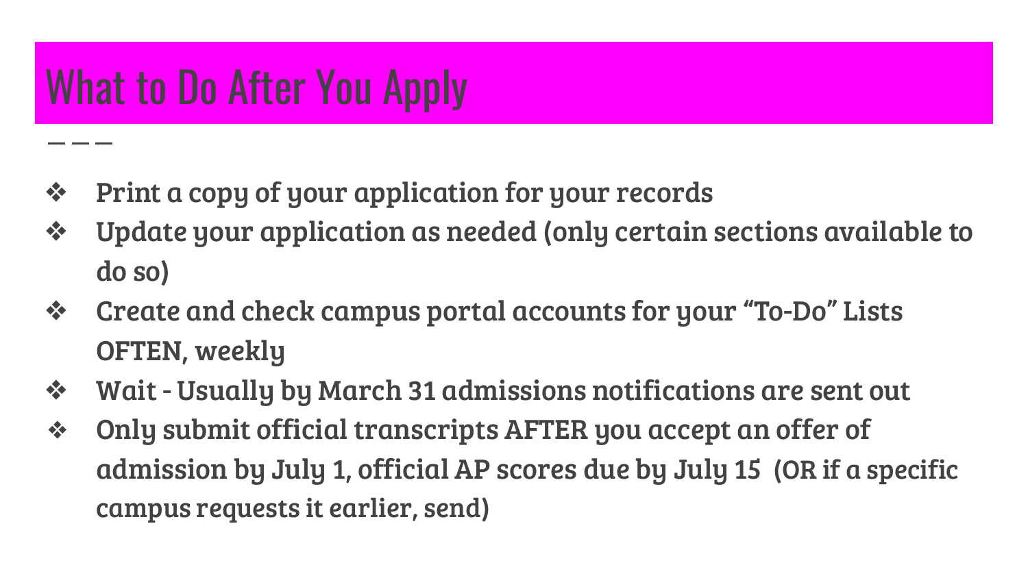# What to Do After You Apply

- Print a copy of your application for your records
- Update your application as needed (only certain sections available to do so)
- Create and check campus portal accounts for your "To-Do" Lists OFTEN, weekly
- Wait - Usually by March 31 admissions notifications are sent out
- Only submit official transcripts AFTER you accept an offer of admission by July 1, official AP scores due by July 15 (OR if a specific campus requests it earlier, send)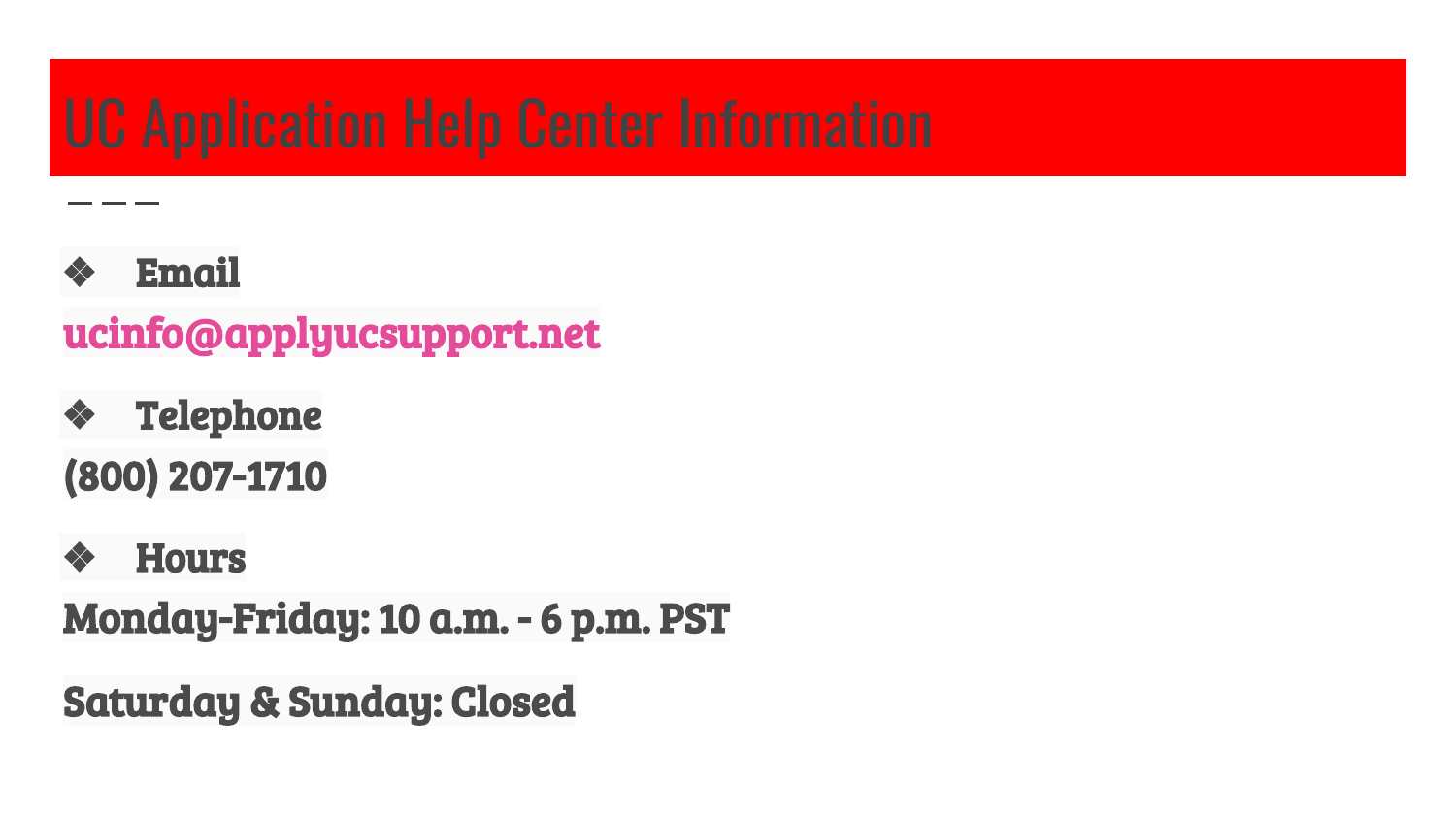# UC Application Help Center Information

———

- **Email**

ucinfo@applyucsupport.net

- **Telephone**

(800) 207-1710

- **Hours**

Monday-Friday: 10 a.m. - 6 p.m. PST

Saturday & Sunday: Closed